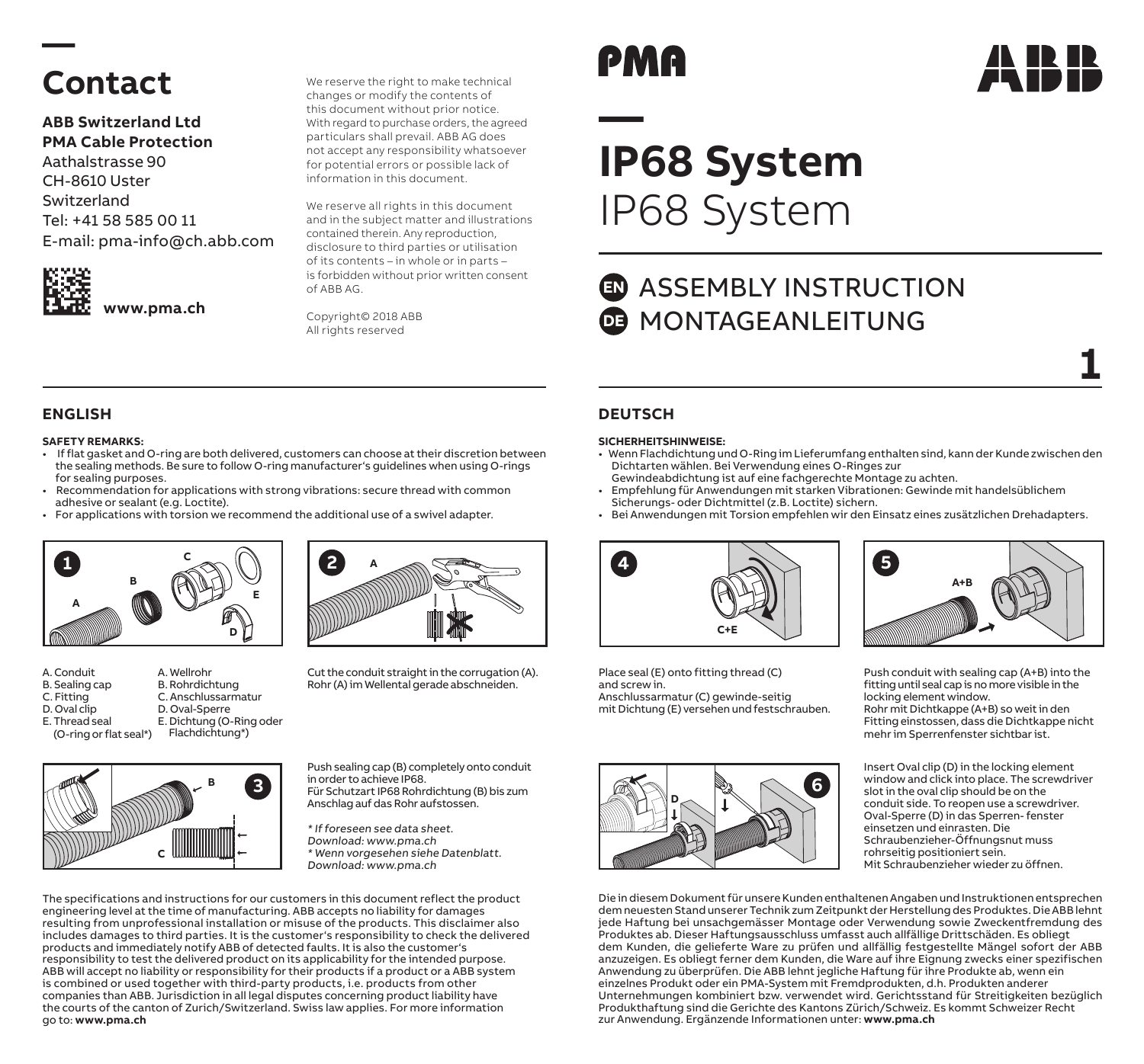# Contact

**ABB Switzerland Ltd**
**PMA Cable Protection**
Aathalstrasse 90
CH-8610 Uster
Switzerland
Tel: +41 58 585 00 11
E-mail: pma-info@ch.abb.com

**www.pma.ch**

We reserve the right to make technical changes or modify the contents of this document without prior notice. With regard to purchase orders, the agreed particulars shall prevail. ABB AG does not accept any responsibility whatsoever for potential errors or possible lack of information in this document.

We reserve all rights in this document and in the subject matter and illustrations contained therein. Any reproduction, disclosure to third parties or utilisation of its contents – in whole or in parts – is forbidden without prior written consent of ABB AG.

Copyright© 2018 ABB
All rights reserved

PMA

ABB

# IP68 System

IP68 System

## EN ASSEMBLY INSTRUCTION
## DE MONTAGEANLEITUNG

1

## ENGLISH

**SAFETY REMARKS:**

- If flat gasket and O-ring are both delivered, customers can choose at their discretion between the sealing methods. Be sure to follow O-ring manufacturer's guidelines when using O-rings for sealing purposes.
- Recommendation for applications with strong vibrations: secure thread with common adhesive or sealant (e.g. Loctite).
- For applications with torsion we recommend the additional use of a swivel adapter.

**1**

A. Conduit
B. Sealing cap
C. Fitting
D. Oval clip
E. Thread seal (O-ring or flat seal*)

A. Wellrohr
B. Rohrdichtung
C. Anschlussarmatur
D. Oval-Sperre
E. Dichtung (O-Ring oder Flachdichtung*)

**2**

Cut the conduit straight in the corrugation (A).
Rohr (A) im Wellental gerade abschneiden.

**3**

Push sealing cap (B) completely onto conduit in order to achieve IP68.
Für Schutzart IP68 Rohrdichtung (B) bis zum Anschlag auf das Rohr aufstossen.

*\* If foreseen see data sheet. Download: www.pma.ch*
*\* Wenn vorgesehen siehe Datenblatt. Download: www.pma.ch*

The specifications and instructions for our customers in this document reflect the product engineering level at the time of manufacturing. ABB accepts no liability for damages resulting from unprofessional installation or misuse of the products. This disclaimer also includes damages to third parties. It is the customer's responsibility to check the delivered products and immediately notify ABB of detected faults. It is also the customer's responsibility to test the delivered product on its applicability for the intended purpose. ABB will accept no liability or responsibility for their products if a product or a ABB system is combined or used together with third-party products, i.e. products from other companies than ABB. Jurisdiction in all legal disputes concerning product liability have the courts of the canton of Zurich/Switzerland. Swiss law applies. For more information go to: **www.pma.ch**

## DEUTSCH

**SICHERHEITSHINWEISE:**

- Wenn Flachdichtung und O-Ring im Lieferumfang enthalten sind, kann der Kunde zwischen den Dichtarten wählen. Bei Verwendung eines O-Ringes zur Gewindeabdichtung ist auf eine fachgerechte Montage zu achten.
- Empfehlung für Anwendungen mit starken Vibrationen: Gewinde mit handelsüblichem Sicherungs- oder Dichtmittel (z.B. Loctite) sichern.
- Bei Anwendungen mit Torsion empfehlen wir den Einsatz eines zusätzlichen Drehadapters.

**4**

Place seal (E) onto fitting thread (C) and screw in.
Anschlussarmatur (C) gewinde-seitig mit Dichtung (E) versehen und festschrauben.

**5**

Push conduit with sealing cap (A+B) into the fitting until seal cap is no more visible in the locking element window.
Rohr mit Dichtkappe (A+B) so weit in den Fitting einstossen, dass die Dichtkappe nicht mehr im Sperrenfenster sichtbar ist.

**6**

Insert Oval clip (D) in the locking element window and click into place. The screwdriver slot in the oval clip should be on the conduit side. To reopen use a screwdriver.
Oval-Sperre (D) in das Sperren- fenster einsetzen und einrasten. Die Schraubenzieher-Öffnungsnut muss rohrseitig positioniert sein.
Mit Schraubenzieher wieder zu öffnen.

Die in diesem Dokument für unsere Kunden enthaltenen Angaben und Instruktionen entsprechen dem neuesten Stand unserer Technik zum Zeitpunkt der Herstellung des Produktes. Die ABB lehnt jede Haftung bei unsachgemässer Montage oder Verwendung sowie Zweckentfremdung des Produktes ab. Dieser Haftungsausschluss umfasst auch allfällige Drittschäden. Es obliegt dem Kunden, die gelieferte Ware zu prüfen und allfällig festgestellte Mängel sofort der ABB anzuzeigen. Es obliegt ferner dem Kunden, die Ware auf ihre Eignung zwecks einer spezifischen Anwendung zu überprüfen. Die ABB lehnt jegliche Haftung für ihre Produkte ab, wenn ein einzelnes Produkt oder ein PMA-System mit Fremdprodukten, d.h. Produkten anderer Unternehmungen kombiniert bzw. verwendet wird. Gerichtsstand für Streitigkeiten bezüglich Produkthaftung sind die Gerichte des Kantons Zürich/Schweiz. Es kommt Schweizer Recht zur Anwendung. Ergänzende Informationen unter: **www.pma.ch**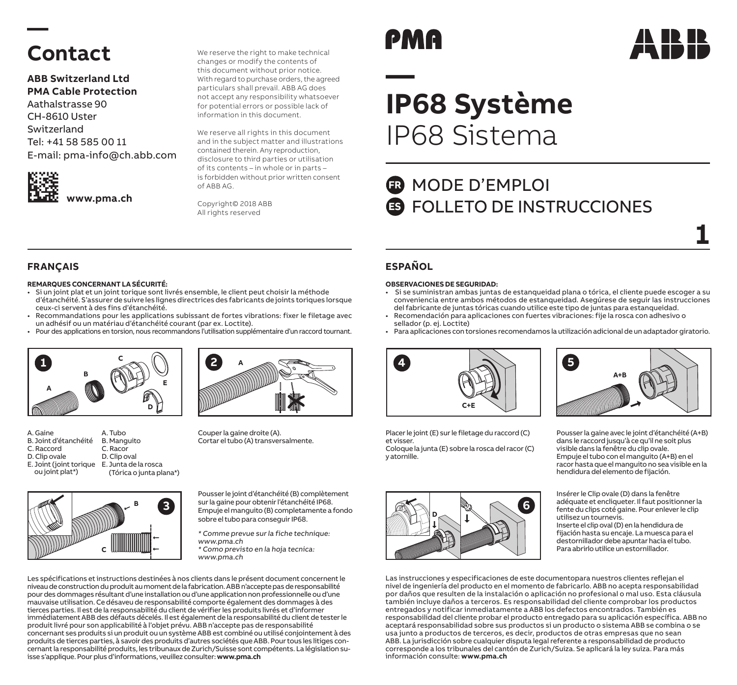# Contact

**ABB Switzerland Ltd**
**PMA Cable Protection**
Aathalstrasse 90
CH-8610 Uster
Switzerland
Tel: +41 58 585 00 11
E-mail: pma-info@ch.abb.com

**www.pma.ch**

We reserve the right to make technical changes or modify the contents of this document without prior notice. With regard to purchase orders, the agreed particulars shall prevail. ABB AG does not accept any responsibility whatsoever for potential errors or possible lack of information in this document.

We reserve all rights in this document and in the subject matter and illustrations contained therein. Any reproduction, disclosure to third parties or utilisation of its contents – in whole or in parts – is forbidden without prior written consent of ABB AG.

Copyright© 2018 ABB
All rights reserved

PMA

ABB

# IP68 Système
IP68 Sistema

FR MODE D'EMPLOI
ES FOLLETO DE INSTRUCCIONES

1

## FRANÇAIS

**REMARQUES CONCERNANT LA SÉCURITÉ:**

- Si un joint plat et un joint torique sont livrés ensemble, le client peut choisir la méthode d'étanchéité. S'assurer de suivre les lignes directrices des fabricants de joints toriques lorsque ceux-ci servent à des fins d'étanchéité.
- Recommandations pour les applications subissant de fortes vibrations: fixer le filetage avec un adhésif ou un matériau d'étanchéité courant (par ex. Loctite).
- Pour des applications en torsion, nous recommandons l'utilisation supplémentaire d'un raccord tournant.

1

A B C D E

A. Gaine
B. Joint d'étanchéité
C. Raccord
D. Clip ovale
E. Joint (joint torique ou joint plat*)

A. Tubo
B. Manguito
C. Racor
D. Clip oval
E. Junta de la rosca (Tórica o junta plana*)

2

A

Couper la gaine droite (A).
Cortar el tubo (A) transversalmente.

3

B C

Pousser le joint d'étanchéité (B) complètement sur la gaine pour obtenir l'étanchéité IP68.
Empuje el manguito (B) completamente a fondo sobre el tubo para conseguir IP68.

*\* Comme prevue sur la fiche technique: www.pma.ch*
*\* Como previsto en la hoja tecnica: www.pma.ch*

Les spécifications et instructions destinées à nos clients dans le présent document concernent le niveau de construction du produit au moment de la fabrication. ABB n'accepte pas de responsabilité pour des dommages résultant d'une installation ou d'une application non professionnelle ou d'une mauvaise utilisation. Ce désaveu de responsabilité comporte également des dommages à des tierces parties. Il est de la responsabilité du client de vérifier les produits livrés et d'informer immédiatement ABB des défauts décelés. Il est également de la responsabilité du client de tester le produit livré pour son applicabilité à l'objet prévu. ABB n'accepte pas de responsabilité concernant ses produits si un produit ou un système ABB est combiné ou utilisé conjointement à des produits de tierces parties, à savoir des produits d'autres sociétés que ABB. Pour tous les litiges concernant la responsabilité produits, les tribunaux de Zurich/Suisse sont compétents. La législation suisse s'applique. Pour plus d'informations, veuillez consulter: **www.pma.ch**

## ESPAÑOL

**OBSERVACIONES DE SEGURIDAD:**

- Si se suministran ambas juntas de estanqueidad plana o tórica, el cliente puede escoger a su conveniencia entre ambos métodos de estanqueidad. Asegúrese de seguir las instrucciones del fabricante de juntas tóricas cuando utilice este tipo de juntas para estanqueidad.
- Recomendación para aplicaciones con fuertes vibraciones: fije la rosca con adhesivo o sellador (p. ej. Loctite)
- Para aplicaciones con torsiones recomendamos la utilización adicional de un adaptador giratorio.

4

C+E

Placer le joint (E) sur le filetage du raccord (C) et visser.
Coloque la junta (E) sobre la rosca del racor (C) y atornille.

5

A+B

Pousser la gaine avec le joint d'étanchéité (A+B) dans le raccord jusqu'à ce qu'il ne soit plus visible dans la fenêtre du clip ovale.
Empuje el tubo con el manguito (A+B) en el racor hasta que el manguito no sea visible en la hendidura del elemento de fijación.

6

D

Insérer le Clip ovale (D) dans la fenêtre adéquate et encliqueter. Il faut positionner la fente du clips coté gaine. Pour enlever le clip utilisez un tournevis.
Inserte el clip oval (D) en la hendidura de fijación hasta su encaje. La muesca para el destornillador debe apuntar hacia el tubo. Para abrirlo utilice un estornillador.

Las instrucciones y especificaciones de este documentopara nuestros clientes reflejan el nivel de ingeniería del producto en el momento de fabricarlo. ABB no acepta responsabilidad por daños que resulten de la instalación o aplicación no profesional o mal uso. Esta cláusula también incluye daños a terceros. Es responsabilidad del cliente comprobar los productos entregados y notificar inmediatamente a ABB los defectos encontrados. También es responsabilidad del cliente probar el producto entregado para su aplicación específica. ABB no aceptará responsabilidad sobre sus productos si un producto o sistema ABB se combina o se usa junto a productos de terceros, es decir, productos de otras empresas que no sean ABB. La jurisdicción sobre cualquier disputa legal referente a responsabilidad de producto corresponde a los tribunales del cantón de Zurich/Suiza. Se aplicará la ley suiza. Para más información consulte: **www.pma.ch**